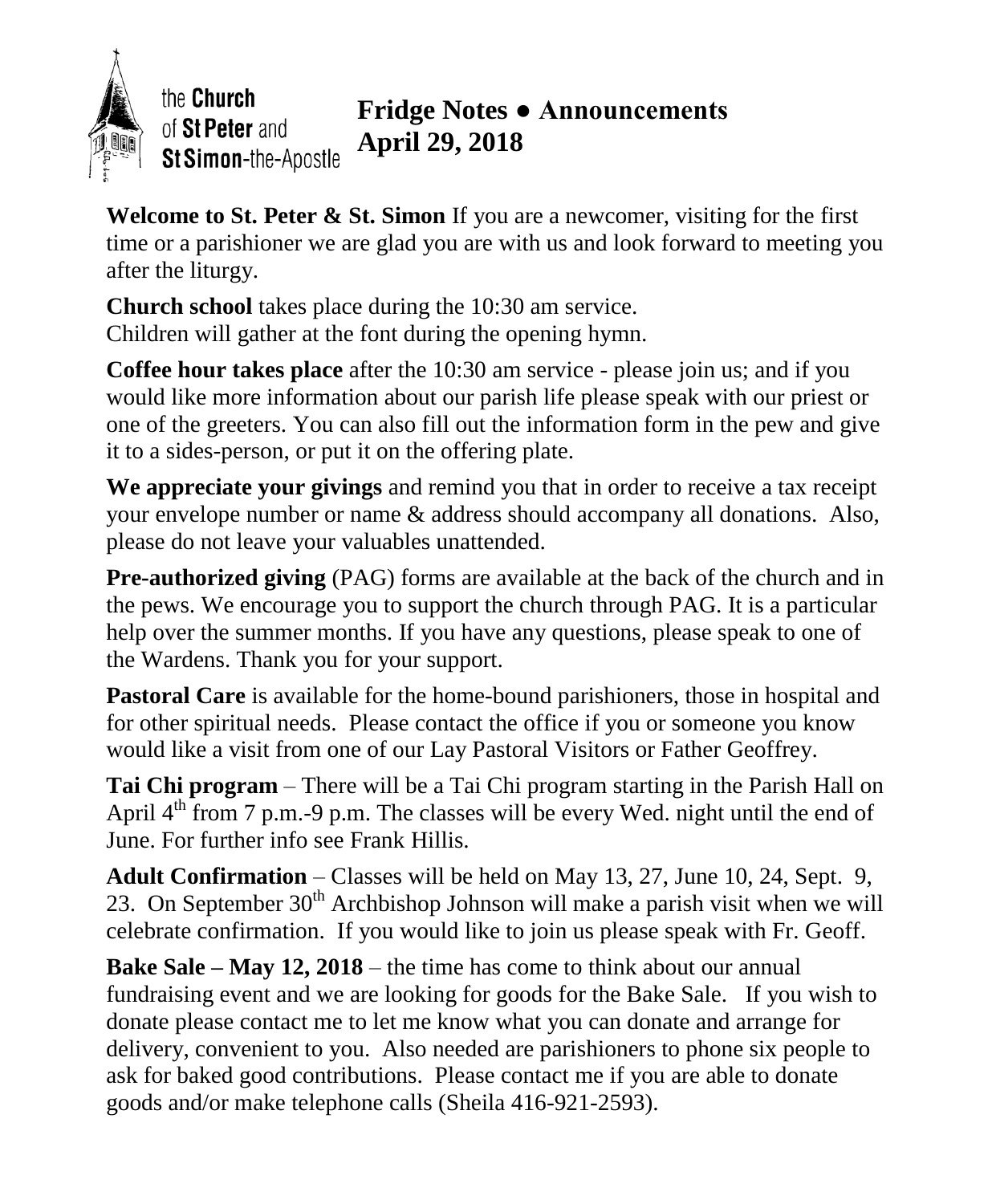the **Church** of **St Peter** and **St Simon**-the-Apostle

# Fridge Notes ● Announcements
# April 29, 2018

**Welcome to St. Peter & St. Simon** If you are a newcomer, visiting for the first time or a parishioner we are glad you are with us and look forward to meeting you after the liturgy.

**Church school** takes place during the 10:30 am service.
Children will gather at the font during the opening hymn.

**Coffee hour takes place** after the 10:30 am service - please join us; and if you would like more information about our parish life please speak with our priest or one of the greeters. You can also fill out the information form in the pew and give it to a sides-person, or put it on the offering plate.

**We appreciate your givings** and remind you that in order to receive a tax receipt your envelope number or name & address should accompany all donations. Also, please do not leave your valuables unattended.

**Pre-authorized giving** (PAG) forms are available at the back of the church and in the pews. We encourage you to support the church through PAG. It is a particular help over the summer months. If you have any questions, please speak to one of the Wardens. Thank you for your support.

**Pastoral Care** is available for the home-bound parishioners, those in hospital and for other spiritual needs. Please contact the office if you or someone you know would like a visit from one of our Lay Pastoral Visitors or Father Geoffrey.

**Tai Chi program** – There will be a Tai Chi program starting in the Parish Hall on April 4th from 7 p.m.-9 p.m. The classes will be every Wed. night until the end of June. For further info see Frank Hillis.

**Adult Confirmation** – Classes will be held on May 13, 27, June 10, 24, Sept. 9, 23. On September 30th Archbishop Johnson will make a parish visit when we will celebrate confirmation. If you would like to join us please speak with Fr. Geoff.

**Bake Sale – May 12, 2018** – the time has come to think about our annual fundraising event and we are looking for goods for the Bake Sale. If you wish to donate please contact me to let me know what you can donate and arrange for delivery, convenient to you. Also needed are parishioners to phone six people to ask for baked good contributions. Please contact me if you are able to donate goods and/or make telephone calls (Sheila 416-921-2593).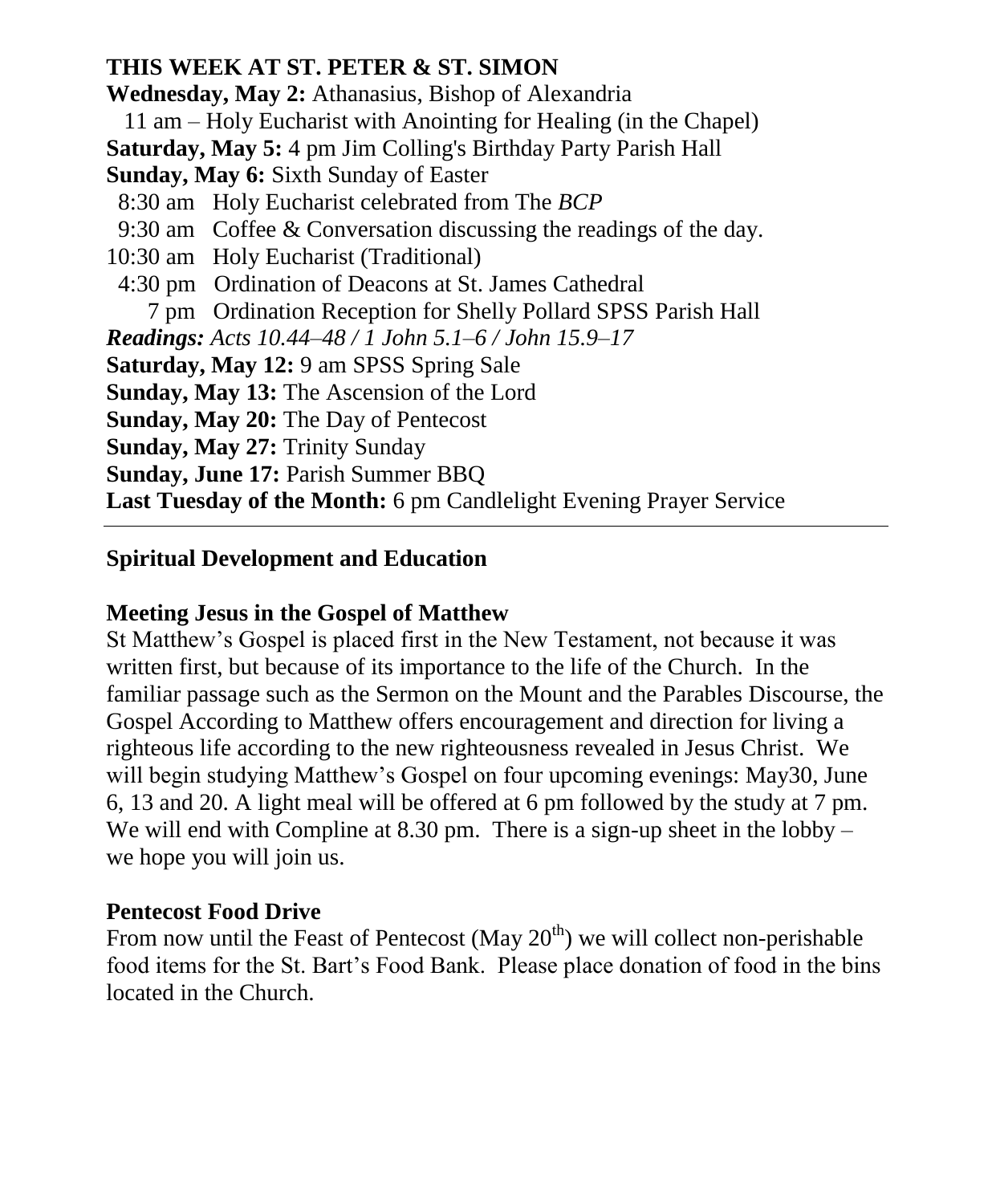## THIS WEEK AT ST. PETER & ST. SIMON

**Wednesday, May 2:** Athanasius, Bishop of Alexandria
11 am – Holy Eucharist with Anointing for Healing (in the Chapel)

**Saturday, May 5:** 4 pm Jim Colling's Birthday Party Parish Hall

**Sunday, May 6:** Sixth Sunday of Easter
8:30 am Holy Eucharist celebrated from The *BCP*
9:30 am Coffee & Conversation discussing the readings of the day.
10:30 am Holy Eucharist (Traditional)
4:30 pm Ordination of Deacons at St. James Cathedral
7 pm Ordination Reception for Shelly Pollard SPSS Parish Hall

***Readings:*** *Acts 10.44–48 / 1 John 5.1–6 / John 15.9–17*

**Saturday, May 12:** 9 am SPSS Spring Sale

**Sunday, May 13:** The Ascension of the Lord

**Sunday, May 20:** The Day of Pentecost

**Sunday, May 27:** Trinity Sunday

**Sunday, June 17:** Parish Summer BBQ

**Last Tuesday of the Month:** 6 pm Candlelight Evening Prayer Service

---

## Spiritual Development and Education

### Meeting Jesus in the Gospel of Matthew

St Matthew's Gospel is placed first in the New Testament, not because it was written first, but because of its importance to the life of the Church. In the familiar passage such as the Sermon on the Mount and the Parables Discourse, the Gospel According to Matthew offers encouragement and direction for living a righteous life according to the new righteousness revealed in Jesus Christ. We will begin studying Matthew's Gospel on four upcoming evenings: May30, June 6, 13 and 20. A light meal will be offered at 6 pm followed by the study at 7 pm. We will end with Compline at 8.30 pm. There is a sign-up sheet in the lobby – we hope you will join us.

### Pentecost Food Drive

From now until the Feast of Pentecost (May 20th) we will collect non-perishable food items for the St. Bart's Food Bank. Please place donation of food in the bins located in the Church.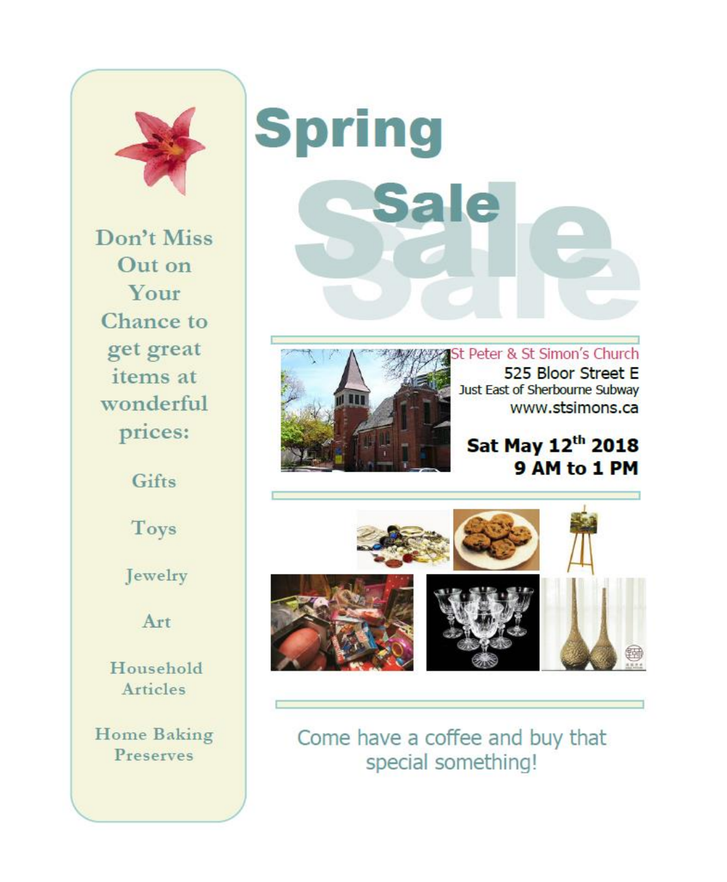# Spring Sale

Don't Miss Out on Your Chance to get great items at wonderful prices:

- Gifts
- Toys
- Jewelry
- Art
- Household Articles
- Home Baking Preserves

St Peter & St Simon's Church
525 Bloor Street E
Just East of Sherbourne Subway
www.stsimons.ca

**Sat May 12th 2018**
**9 AM to 1 PM**

Come have a coffee and buy that special something!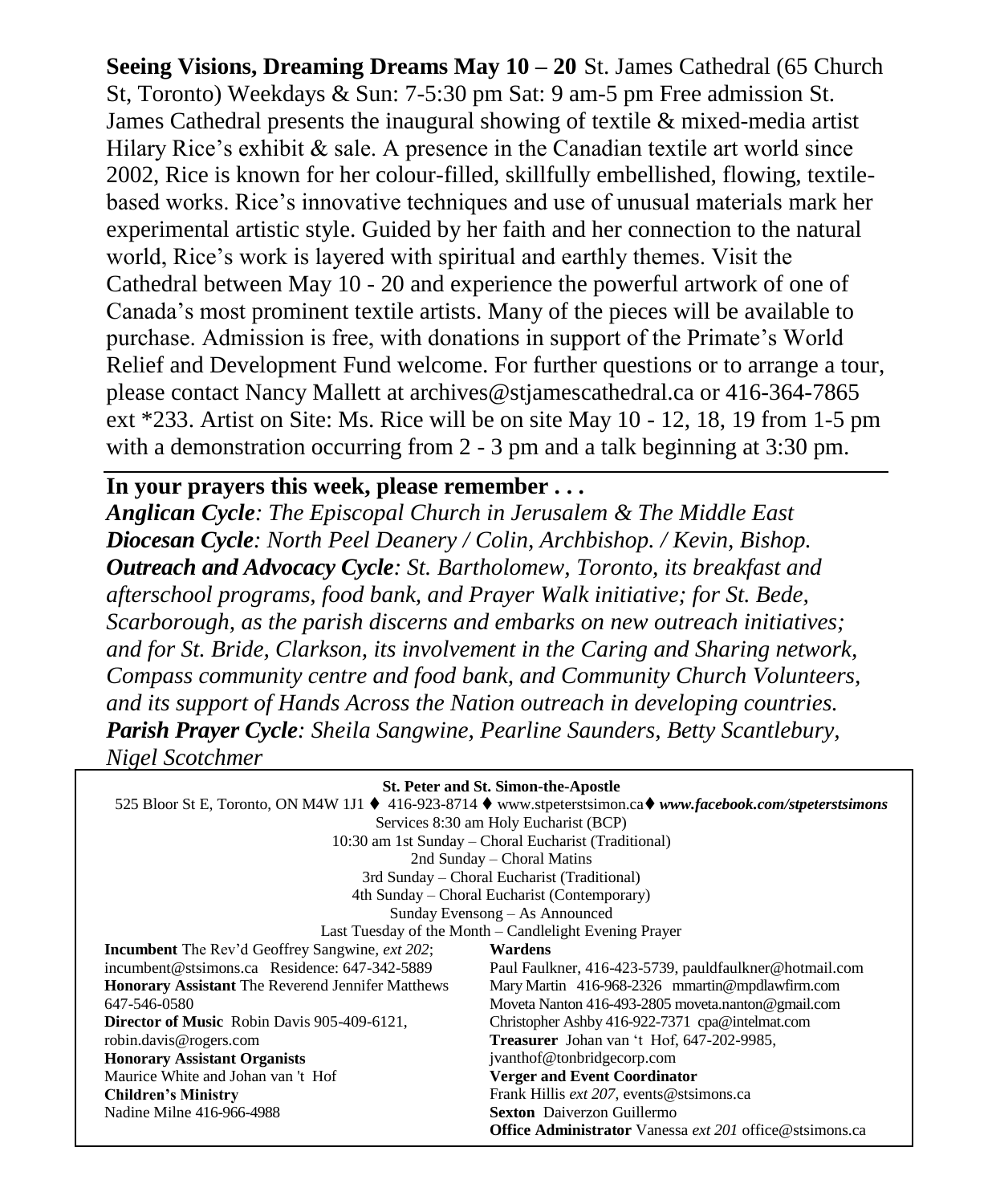**Seeing Visions, Dreaming Dreams May 10 – 20** St. James Cathedral (65 Church St, Toronto) Weekdays & Sun: 7-5:30 pm Sat: 9 am-5 pm Free admission St. James Cathedral presents the inaugural showing of textile & mixed-media artist Hilary Rice's exhibit & sale. A presence in the Canadian textile art world since 2002, Rice is known for her colour-filled, skillfully embellished, flowing, textile-based works. Rice's innovative techniques and use of unusual materials mark her experimental artistic style. Guided by her faith and her connection to the natural world, Rice's work is layered with spiritual and earthly themes. Visit the Cathedral between May 10 - 20 and experience the powerful artwork of one of Canada's most prominent textile artists. Many of the pieces will be available to purchase. Admission is free, with donations in support of the Primate's World Relief and Development Fund welcome. For further questions or to arrange a tour, please contact Nancy Mallett at archives@stjamescathedral.ca or 416-364-7865 ext *233. Artist on Site: Ms. Rice will be on site May 10 - 12, 18, 19 from 1-5 pm with a demonstration occurring from 2 - 3 pm and a talk beginning at 3:30 pm.

---

**In your prayers this week, please remember . . .**

***Anglican Cycle****: The Episcopal Church in Jerusalem & The Middle East*

***Diocesan Cycle****: North Peel Deanery / Colin, Archbishop. / Kevin, Bishop.*

***Outreach and Advocacy Cycle****: St. Bartholomew, Toronto, its breakfast and afterschool programs, food bank, and Prayer Walk initiative; for St. Bede, Scarborough, as the parish discerns and embarks on new outreach initiatives; and for St. Bride, Clarkson, its involvement in the Caring and Sharing network, Compass community centre and food bank, and Community Church Volunteers, and its support of Hands Across the Nation outreach in developing countries.*

***Parish Prayer Cycle****: Sheila Sangwine, Pearline Saunders, Betty Scantlebury, Nigel Scotchmer*

---

**St. Peter and St. Simon-the-Apostle**

525 Bloor St E, Toronto, ON M4W 1J1 ♦ 416-923-8714 ♦ www.stpeterstsimon.ca♦ ***www.facebook.com/stpeterstsimons***

Services 8:30 am Holy Eucharist (BCP)
10:30 am 1st Sunday – Choral Eucharist (Traditional)
2nd Sunday – Choral Matins
3rd Sunday – Choral Eucharist (Traditional)
4th Sunday – Choral Eucharist (Contemporary)
Sunday Evensong – As Announced
Last Tuesday of the Month – Candlelight Evening Prayer

**Incumbent** The Rev'd Geoffrey Sangwine, *ext 202*; incumbent@stsimons.ca Residence: 647-342-5889
**Honorary Assistant** The Reverend Jennifer Matthews 647-546-0580
**Director of Music** Robin Davis 905-409-6121, robin.davis@rogers.com
**Honorary Assistant Organists**
Maurice White and Johan van 't Hof
**Children's Ministry**
Nadine Milne 416-966-4988

**Wardens**
Paul Faulkner, 416-423-5739, pauldfaulkner@hotmail.com
Mary Martin 416-968-2326 mmartin@mpdlawfirm.com
Moveta Nanton 416-493-2805 moveta.nanton@gmail.com
Christopher Ashby 416-922-7371 cpa@intelmat.com
**Treasurer** Johan van 't Hof, 647-202-9985, jvanthof@tonbridgecorp.com
**Verger and Event Coordinator**
Frank Hillis *ext 207*, events@stsimons.ca
**Sexton** Daiverzon Guillermo
**Office Administrator** Vanessa *ext 201* office@stsimons.ca